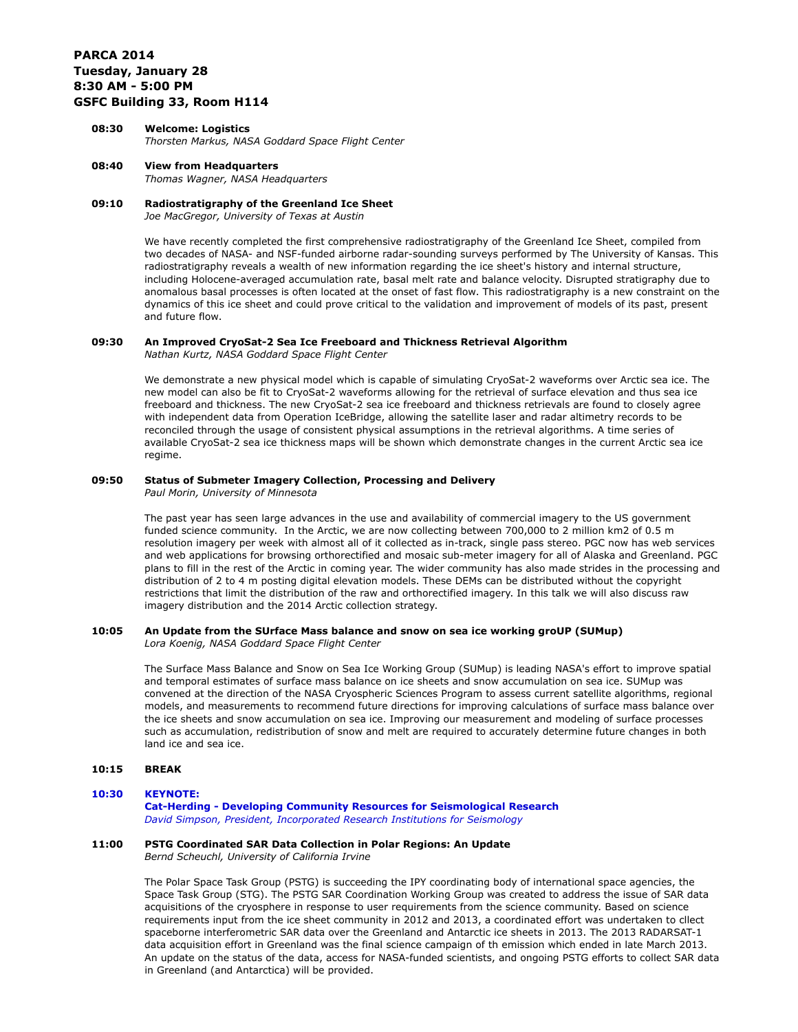# PARCA 2014
## Tuesday, January 28
## 8:30 AM - 5:00 PM
## GSFC Building 33, Room H114

**08:30 Welcome: Logistics**
*Thorsten Markus, NASA Goddard Space Flight Center*

**08:40 View from Headquarters**
*Thomas Wagner, NASA Headquarters*

**09:10 Radiostratigraphy of the Greenland Ice Sheet**
*Joe MacGregor, University of Texas at Austin*

We have recently completed the first comprehensive radiostratigraphy of the Greenland Ice Sheet, compiled from two decades of NASA- and NSF-funded airborne radar-sounding surveys performed by The University of Kansas. This radiostratigraphy reveals a wealth of new information regarding the ice sheet's history and internal structure, including Holocene-averaged accumulation rate, basal melt rate and balance velocity. Disrupted stratigraphy due to anomalous basal processes is often located at the onset of fast flow. This radiostratigraphy is a new constraint on the dynamics of this ice sheet and could prove critical to the validation and improvement of models of its past, present and future flow.

**09:30 An Improved CryoSat-2 Sea Ice Freeboard and Thickness Retrieval Algorithm**
*Nathan Kurtz, NASA Goddard Space Flight Center*

We demonstrate a new physical model which is capable of simulating CryoSat-2 waveforms over Arctic sea ice. The new model can also be fit to CryoSat-2 waveforms allowing for the retrieval of surface elevation and thus sea ice freeboard and thickness. The new CryoSat-2 sea ice freeboard and thickness retrievals are found to closely agree with independent data from Operation IceBridge, allowing the satellite laser and radar altimetry records to be reconciled through the usage of consistent physical assumptions in the retrieval algorithms. A time series of available CryoSat-2 sea ice thickness maps will be shown which demonstrate changes in the current Arctic sea ice regime.

**09:50 Status of Submeter Imagery Collection, Processing and Delivery**
*Paul Morin, University of Minnesota*

The past year has seen large advances in the use and availability of commercial imagery to the US government funded science community. In the Arctic, we are now collecting between 700,000 to 2 million km2 of 0.5 m resolution imagery per week with almost all of it collected as in-track, single pass stereo. PGC now has web services and web applications for browsing orthorectified and mosaic sub-meter imagery for all of Alaska and Greenland. PGC plans to fill in the rest of the Arctic in coming year. The wider community has also made strides in the processing and distribution of 2 to 4 m posting digital elevation models. These DEMs can be distributed without the copyright restrictions that limit the distribution of the raw and orthorectified imagery. In this talk we will also discuss raw imagery distribution and the 2014 Arctic collection strategy.

**10:05 An Update from the SUrface Mass balance and snow on sea ice working groUP (SUMup)**
*Lora Koenig, NASA Goddard Space Flight Center*

The Surface Mass Balance and Snow on Sea Ice Working Group (SUMup) is leading NASA's effort to improve spatial and temporal estimates of surface mass balance on ice sheets and snow accumulation on sea ice. SUMup was convened at the direction of the NASA Cryospheric Sciences Program to assess current satellite algorithms, regional models, and measurements to recommend future directions for improving calculations of surface mass balance over the ice sheets and snow accumulation on sea ice. Improving our measurement and modeling of surface processes such as accumulation, redistribution of snow and melt are required to accurately determine future changes in both land ice and sea ice.

**10:15 BREAK**

**10:30 KEYNOTE:**
**Cat-Herding - Developing Community Resources for Seismological Research**
*David Simpson, President, Incorporated Research Institutions for Seismology*

**11:00 PSTG Coordinated SAR Data Collection in Polar Regions: An Update**
*Bernd Scheuchl, University of California Irvine*

The Polar Space Task Group (PSTG) is succeeding the IPY coordinating body of international space agencies, the Space Task Group (STG). The PSTG SAR Coordination Working Group was created to address the issue of SAR data acquisitions of the cryosphere in response to user requirements from the science community. Based on science requirements input from the ice sheet community in 2012 and 2013, a coordinated effort was undertaken to cllect spaceborne interferometric SAR data over the Greenland and Antarctic ice sheets in 2013. The 2013 RADARSAT-1 data acquisition effort in Greenland was the final science campaign of th emission which ended in late March 2013. An update on the status of the data, access for NASA-funded scientists, and ongoing PSTG efforts to collect SAR data in Greenland (and Antarctica) will be provided.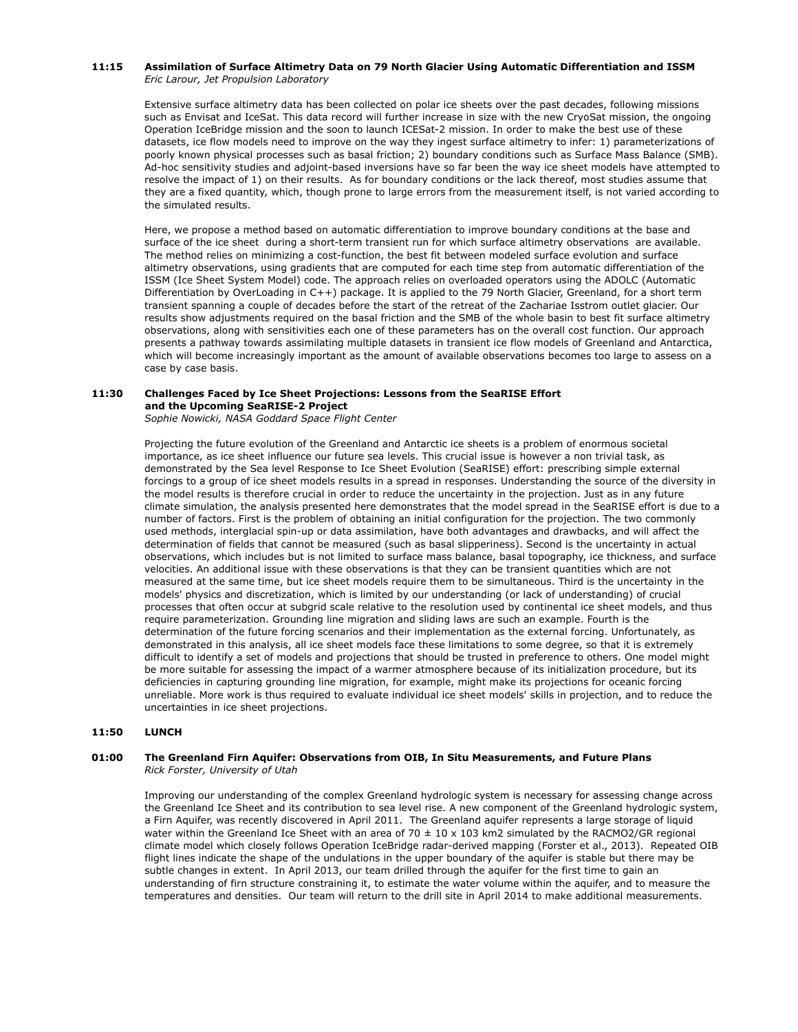**11:15 Assimilation of Surface Altimetry Data on 79 North Glacier Using Automatic Differentiation and ISSM**
*Eric Larour, Jet Propulsion Laboratory*

Extensive surface altimetry data has been collected on polar ice sheets over the past decades, following missions such as Envisat and IceSat. This data record will further increase in size with the new CryoSat mission, the ongoing Operation IceBridge mission and the soon to launch ICESat-2 mission. In order to make the best use of these datasets, ice flow models need to improve on the way they ingest surface altimetry to infer: 1) parameterizations of poorly known physical processes such as basal friction; 2) boundary conditions such as Surface Mass Balance (SMB). Ad-hoc sensitivity studies and adjoint-based inversions have so far been the way ice sheet models have attempted to resolve the impact of 1) on their results. As for boundary conditions or the lack thereof, most studies assume that they are a fixed quantity, which, though prone to large errors from the measurement itself, is not varied according to the simulated results.

Here, we propose a method based on automatic differentiation to improve boundary conditions at the base and surface of the ice sheet during a short-term transient run for which surface altimetry observations are available. The method relies on minimizing a cost-function, the best fit between modeled surface evolution and surface altimetry observations, using gradients that are computed for each time step from automatic differentiation of the ISSM (Ice Sheet System Model) code. The approach relies on overloaded operators using the ADOLC (Automatic Differentiation by OverLoading in C++) package. It is applied to the 79 North Glacier, Greenland, for a short term transient spanning a couple of decades before the start of the retreat of the Zachariae Isstrom outlet glacier. Our results show adjustments required on the basal friction and the SMB of the whole basin to best fit surface altimetry observations, along with sensitivities each one of these parameters has on the overall cost function. Our approach presents a pathway towards assimilating multiple datasets in transient ice flow models of Greenland and Antarctica, which will become increasingly important as the amount of available observations becomes too large to assess on a case by case basis.

**11:30 Challenges Faced by Ice Sheet Projections: Lessons from the SeaRISE Effort and the Upcoming SeaRISE-2 Project**
*Sophie Nowicki, NASA Goddard Space Flight Center*

Projecting the future evolution of the Greenland and Antarctic ice sheets is a problem of enormous societal importance, as ice sheet influence our future sea levels. This crucial issue is however a non trivial task, as demonstrated by the Sea level Response to Ice Sheet Evolution (SeaRISE) effort: prescribing simple external forcings to a group of ice sheet models results in a spread in responses. Understanding the source of the diversity in the model results is therefore crucial in order to reduce the uncertainty in the projection. Just as in any future climate simulation, the analysis presented here demonstrates that the model spread in the SeaRISE effort is due to a number of factors. First is the problem of obtaining an initial configuration for the projection. The two commonly used methods, interglacial spin-up or data assimilation, have both advantages and drawbacks, and will affect the determination of fields that cannot be measured (such as basal slipperiness). Second is the uncertainty in actual observations, which includes but is not limited to surface mass balance, basal topography, ice thickness, and surface velocities. An additional issue with these observations is that they can be transient quantities which are not measured at the same time, but ice sheet models require them to be simultaneous. Third is the uncertainty in the models' physics and discretization, which is limited by our understanding (or lack of understanding) of crucial processes that often occur at subgrid scale relative to the resolution used by continental ice sheet models, and thus require parameterization. Grounding line migration and sliding laws are such an example. Fourth is the determination of the future forcing scenarios and their implementation as the external forcing. Unfortunately, as demonstrated in this analysis, all ice sheet models face these limitations to some degree, so that it is extremely difficult to identify a set of models and projections that should be trusted in preference to others. One model might be more suitable for assessing the impact of a warmer atmosphere because of its initialization procedure, but its deficiencies in capturing grounding line migration, for example, might make its projections for oceanic forcing unreliable. More work is thus required to evaluate individual ice sheet models' skills in projection, and to reduce the uncertainties in ice sheet projections.

**11:50 LUNCH**

**01:00 The Greenland Firn Aquifer: Observations from OIB, In Situ Measurements, and Future Plans**
*Rick Forster, University of Utah*

Improving our understanding of the complex Greenland hydrologic system is necessary for assessing change across the Greenland Ice Sheet and its contribution to sea level rise. A new component of the Greenland hydrologic system, a Firn Aquifer, was recently discovered in April 2011. The Greenland aquifer represents a large storage of liquid water within the Greenland Ice Sheet with an area of 70 ± 10 x 103 km2 simulated by the RACMO2/GR regional climate model which closely follows Operation IceBridge radar-derived mapping (Forster et al., 2013). Repeated OIB flight lines indicate the shape of the undulations in the upper boundary of the aquifer is stable but there may be subtle changes in extent. In April 2013, our team drilled through the aquifer for the first time to gain an understanding of firn structure constraining it, to estimate the water volume within the aquifer, and to measure the temperatures and densities. Our team will return to the drill site in April 2014 to make additional measurements.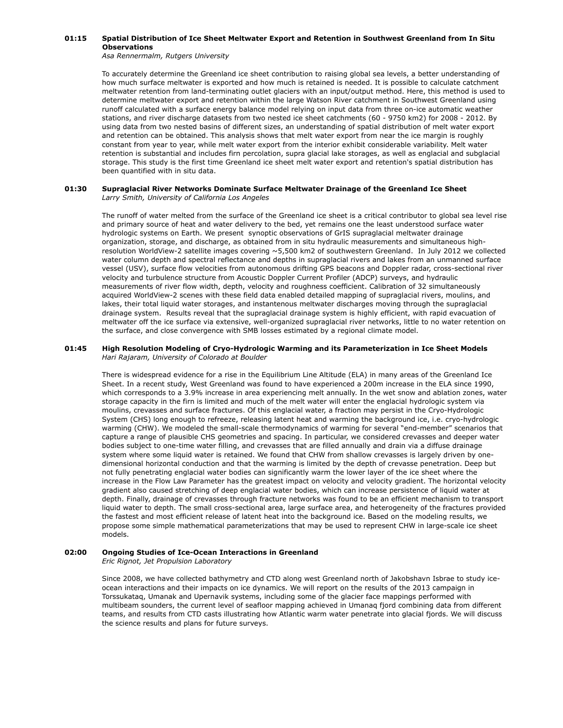**01:15 Spatial Distribution of Ice Sheet Meltwater Export and Retention in Southwest Greenland from In Situ Observations**

*Asa Rennermalm, Rutgers University*

To accurately determine the Greenland ice sheet contribution to raising global sea levels, a better understanding of how much surface meltwater is exported and how much is retained is needed. It is possible to calculate catchment meltwater retention from land-terminating outlet glaciers with an input/output method. Here, this method is used to determine meltwater export and retention within the large Watson River catchment in Southwest Greenland using runoff calculated with a surface energy balance model relying on input data from three on-ice automatic weather stations, and river discharge datasets from two nested ice sheet catchments (60 - 9750 km2) for 2008 - 2012. By using data from two nested basins of different sizes, an understanding of spatial distribution of melt water export and retention can be obtained. This analysis shows that melt water export from near the ice margin is roughly constant from year to year, while melt water export from the interior exhibit considerable variability. Melt water retention is substantial and includes firn percolation, supra glacial lake storages, as well as englacial and subglacial storage. This study is the first time Greenland ice sheet melt water export and retention's spatial distribution has been quantified with in situ data.

**01:30 Supraglacial River Networks Dominate Surface Meltwater Drainage of the Greenland Ice Sheet**

*Larry Smith, University of California Los Angeles*

The runoff of water melted from the surface of the Greenland ice sheet is a critical contributor to global sea level rise and primary source of heat and water delivery to the bed, yet remains one the least understood surface water hydrologic systems on Earth. We present synoptic observations of GrIS supraglacial meltwater drainage organization, storage, and discharge, as obtained from in situ hydraulic measurements and simultaneous high-resolution WorldView-2 satellite images covering ~5,500 km2 of southwestern Greenland. In July 2012 we collected water column depth and spectral reflectance and depths in supraglacial rivers and lakes from an unmanned surface vessel (USV), surface flow velocities from autonomous drifting GPS beacons and Doppler radar, cross-sectional river velocity and turbulence structure from Acoustic Doppler Current Profiler (ADCP) surveys, and hydraulic measurements of river flow width, depth, velocity and roughness coefficient. Calibration of 32 simultaneously acquired WorldView-2 scenes with these field data enabled detailed mapping of supraglacial rivers, moulins, and lakes, their total liquid water storages, and instantaneous meltwater discharges moving through the supraglacial drainage system. Results reveal that the supraglacial drainage system is highly efficient, with rapid evacuation of meltwater off the ice surface via extensive, well-organized supraglacial river networks, little to no water retention on the surface, and close convergence with SMB losses estimated by a regional climate model.

**01:45 High Resolution Modeling of Cryo-Hydrologic Warming and its Parameterization in Ice Sheet Models**

*Hari Rajaram, University of Colorado at Boulder*

There is widespread evidence for a rise in the Equilibrium Line Altitude (ELA) in many areas of the Greenland Ice Sheet. In a recent study, West Greenland was found to have experienced a 200m increase in the ELA since 1990, which corresponds to a 3.9% increase in area experiencing melt annually. In the wet snow and ablation zones, water storage capacity in the firn is limited and much of the melt water will enter the englacial hydrologic system via moulins, crevasses and surface fractures. Of this englacial water, a fraction may persist in the Cryo-Hydrologic System (CHS) long enough to refreeze, releasing latent heat and warming the background ice, i.e. cryo-hydrologic warming (CHW). We modeled the small-scale thermodynamics of warming for several "end-member" scenarios that capture a range of plausible CHS geometries and spacing. In particular, we considered crevasses and deeper water bodies subject to one-time water filling, and crevasses that are filled annually and drain via a diffuse drainage system where some liquid water is retained. We found that CHW from shallow crevasses is largely driven by one-dimensional horizontal conduction and that the warming is limited by the depth of crevasse penetration. Deep but not fully penetrating englacial water bodies can significantly warm the lower layer of the ice sheet where the increase in the Flow Law Parameter has the greatest impact on velocity and velocity gradient. The horizontal velocity gradient also caused stretching of deep englacial water bodies, which can increase persistence of liquid water at depth. Finally, drainage of crevasses through fracture networks was found to be an efficient mechanism to transport liquid water to depth. The small cross-sectional area, large surface area, and heterogeneity of the fractures provided the fastest and most efficient release of latent heat into the background ice. Based on the modeling results, we propose some simple mathematical parameterizations that may be used to represent CHW in large-scale ice sheet models.

**02:00 Ongoing Studies of Ice-Ocean Interactions in Greenland**

*Eric Rignot, Jet Propulsion Laboratory*

Since 2008, we have collected bathymetry and CTD along west Greenland north of Jakobshavn Isbrae to study ice-ocean interactions and their impacts on ice dynamics. We will report on the results of the 2013 campaign in Torssukataq, Umanak and Upernavik systems, including some of the glacier face mappings performed with multibeam sounders, the current level of seafloor mapping achieved in Umanaq fjord combining data from different teams, and results from CTD casts illustrating how Atlantic warm water penetrate into glacial fjords. We will discuss the science results and plans for future surveys.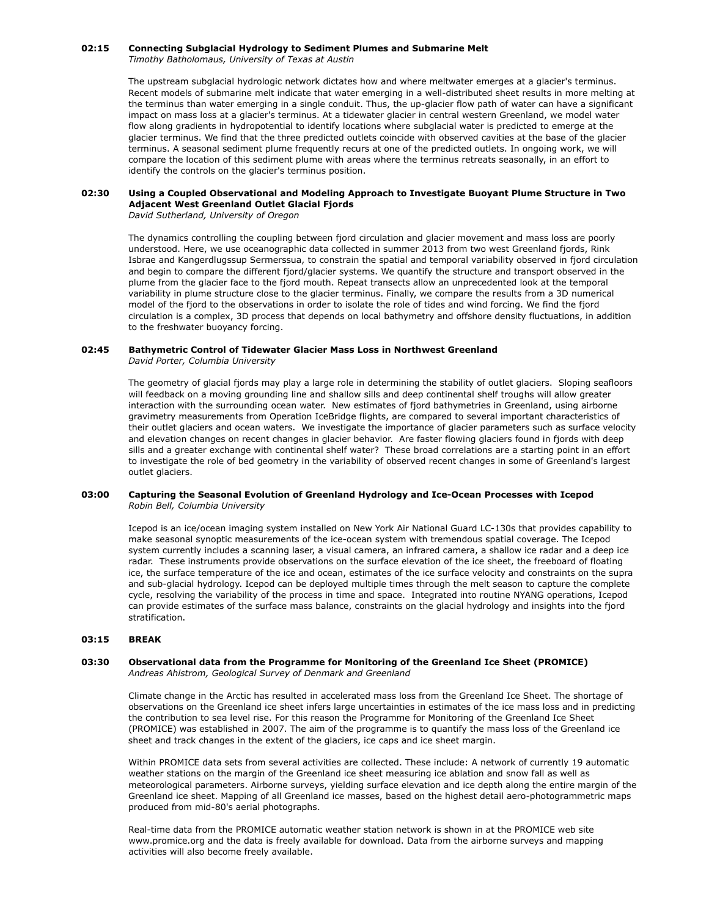**02:15 Connecting Subglacial Hydrology to Sediment Plumes and Submarine Melt**
*Timothy Batholomaus, University of Texas at Austin*

The upstream subglacial hydrologic network dictates how and where meltwater emerges at a glacier's terminus. Recent models of submarine melt indicate that water emerging in a well-distributed sheet results in more melting at the terminus than water emerging in a single conduit. Thus, the up-glacier flow path of water can have a significant impact on mass loss at a glacier's terminus. At a tidewater glacier in central western Greenland, we model water flow along gradients in hydropotential to identify locations where subglacial water is predicted to emerge at the glacier terminus. We find that the three predicted outlets coincide with observed cavities at the base of the glacier terminus. A seasonal sediment plume frequently recurs at one of the predicted outlets. In ongoing work, we will compare the location of this sediment plume with areas where the terminus retreats seasonally, in an effort to identify the controls on the glacier's terminus position.

**02:30 Using a Coupled Observational and Modeling Approach to Investigate Buoyant Plume Structure in Two Adjacent West Greenland Outlet Glacial Fjords**
*David Sutherland, University of Oregon*

The dynamics controlling the coupling between fjord circulation and glacier movement and mass loss are poorly understood. Here, we use oceanographic data collected in summer 2013 from two west Greenland fjords, Rink Isbrae and Kangerdlugssup Sermerssua, to constrain the spatial and temporal variability observed in fjord circulation and begin to compare the different fjord/glacier systems. We quantify the structure and transport observed in the plume from the glacier face to the fjord mouth. Repeat transects allow an unprecedented look at the temporal variability in plume structure close to the glacier terminus. Finally, we compare the results from a 3D numerical model of the fjord to the observations in order to isolate the role of tides and wind forcing. We find the fjord circulation is a complex, 3D process that depends on local bathymetry and offshore density fluctuations, in addition to the freshwater buoyancy forcing.

**02:45 Bathymetric Control of Tidewater Glacier Mass Loss in Northwest Greenland**
*David Porter, Columbia University*

The geometry of glacial fjords may play a large role in determining the stability of outlet glaciers. Sloping seafloors will feedback on a moving grounding line and shallow sills and deep continental shelf troughs will allow greater interaction with the surrounding ocean water. New estimates of fjord bathymetries in Greenland, using airborne gravimetry measurements from Operation IceBridge flights, are compared to several important characteristics of their outlet glaciers and ocean waters. We investigate the importance of glacier parameters such as surface velocity and elevation changes on recent changes in glacier behavior. Are faster flowing glaciers found in fjords with deep sills and a greater exchange with continental shelf water? These broad correlations are a starting point in an effort to investigate the role of bed geometry in the variability of observed recent changes in some of Greenland's largest outlet glaciers.

**03:00 Capturing the Seasonal Evolution of Greenland Hydrology and Ice-Ocean Processes with Icepod**
*Robin Bell, Columbia University*

Icepod is an ice/ocean imaging system installed on New York Air National Guard LC-130s that provides capability to make seasonal synoptic measurements of the ice-ocean system with tremendous spatial coverage. The Icepod system currently includes a scanning laser, a visual camera, an infrared camera, a shallow ice radar and a deep ice radar. These instruments provide observations on the surface elevation of the ice sheet, the freeboard of floating ice, the surface temperature of the ice and ocean, estimates of the ice surface velocity and constraints on the supra and sub-glacial hydrology. Icepod can be deployed multiple times through the melt season to capture the complete cycle, resolving the variability of the process in time and space. Integrated into routine NYANG operations, Icepod can provide estimates of the surface mass balance, constraints on the glacial hydrology and insights into the fjord stratification.

**03:15 BREAK**

**03:30 Observational data from the Programme for Monitoring of the Greenland Ice Sheet (PROMICE)**
*Andreas Ahlstrom, Geological Survey of Denmark and Greenland*

Climate change in the Arctic has resulted in accelerated mass loss from the Greenland Ice Sheet. The shortage of observations on the Greenland ice sheet infers large uncertainties in estimates of the ice mass loss and in predicting the contribution to sea level rise. For this reason the Programme for Monitoring of the Greenland Ice Sheet (PROMICE) was established in 2007. The aim of the programme is to quantify the mass loss of the Greenland ice sheet and track changes in the extent of the glaciers, ice caps and ice sheet margin.

Within PROMICE data sets from several activities are collected. These include: A network of currently 19 automatic weather stations on the margin of the Greenland ice sheet measuring ice ablation and snow fall as well as meteorological parameters. Airborne surveys, yielding surface elevation and ice depth along the entire margin of the Greenland ice sheet. Mapping of all Greenland ice masses, based on the highest detail aero-photogrammetric maps produced from mid-80's aerial photographs.

Real-time data from the PROMICE automatic weather station network is shown in at the PROMICE web site www.promice.org and the data is freely available for download. Data from the airborne surveys and mapping activities will also become freely available.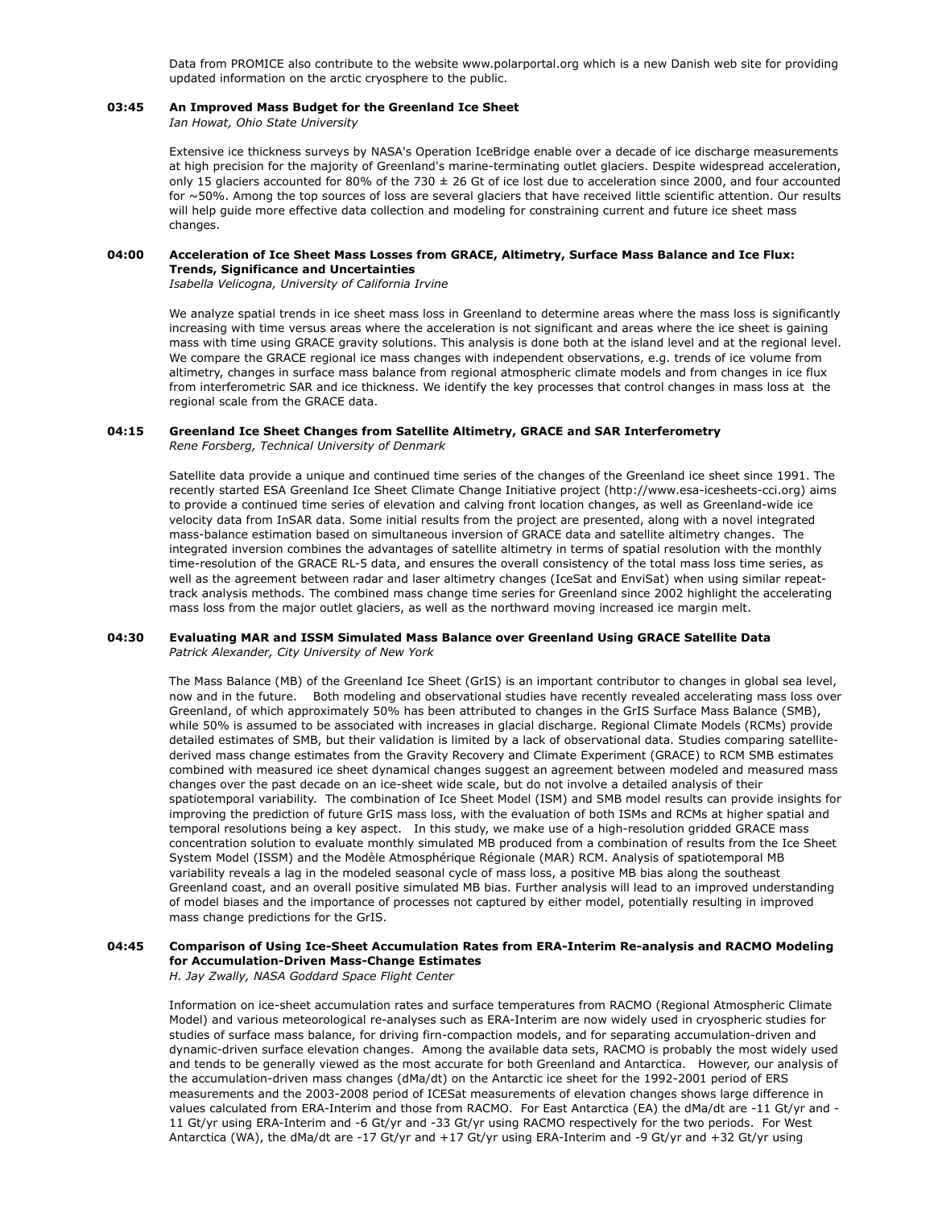Data from PROMICE also contribute to the website www.polarportal.org which is a new Danish web site for providing updated information on the arctic cryosphere to the public.

**03:45 An Improved Mass Budget for the Greenland Ice Sheet**
*Ian Howat, Ohio State University*

Extensive ice thickness surveys by NASA's Operation IceBridge enable over a decade of ice discharge measurements at high precision for the majority of Greenland's marine-terminating outlet glaciers. Despite widespread acceleration, only 15 glaciers accounted for 80% of the 730 ± 26 Gt of ice lost due to acceleration since 2000, and four accounted for ~50%. Among the top sources of loss are several glaciers that have received little scientific attention. Our results will help guide more effective data collection and modeling for constraining current and future ice sheet mass changes.

**04:00 Acceleration of Ice Sheet Mass Losses from GRACE, Altimetry, Surface Mass Balance and Ice Flux: Trends, Significance and Uncertainties**
*Isabella Velicogna, University of California Irvine*

We analyze spatial trends in ice sheet mass loss in Greenland to determine areas where the mass loss is significantly increasing with time versus areas where the acceleration is not significant and areas where the ice sheet is gaining mass with time using GRACE gravity solutions. This analysis is done both at the island level and at the regional level. We compare the GRACE regional ice mass changes with independent observations, e.g. trends of ice volume from altimetry, changes in surface mass balance from regional atmospheric climate models and from changes in ice flux from interferometric SAR and ice thickness. We identify the key processes that control changes in mass loss at the regional scale from the GRACE data.

**04:15 Greenland Ice Sheet Changes from Satellite Altimetry, GRACE and SAR Interferometry**
*Rene Forsberg, Technical University of Denmark*

Satellite data provide a unique and continued time series of the changes of the Greenland ice sheet since 1991. The recently started ESA Greenland Ice Sheet Climate Change Initiative project (http://www.esa-icesheets-cci.org) aims to provide a continued time series of elevation and calving front location changes, as well as Greenland-wide ice velocity data from InSAR data. Some initial results from the project are presented, along with a novel integrated mass-balance estimation based on simultaneous inversion of GRACE data and satellite altimetry changes. The integrated inversion combines the advantages of satellite altimetry in terms of spatial resolution with the monthly time-resolution of the GRACE RL-5 data, and ensures the overall consistency of the total mass loss time series, as well as the agreement between radar and laser altimetry changes (IceSat and EnviSat) when using similar repeat-track analysis methods. The combined mass change time series for Greenland since 2002 highlight the accelerating mass loss from the major outlet glaciers, as well as the northward moving increased ice margin melt.

**04:30 Evaluating MAR and ISSM Simulated Mass Balance over Greenland Using GRACE Satellite Data**
*Patrick Alexander, City University of New York*

The Mass Balance (MB) of the Greenland Ice Sheet (GrIS) is an important contributor to changes in global sea level, now and in the future. Both modeling and observational studies have recently revealed accelerating mass loss over Greenland, of which approximately 50% has been attributed to changes in the GrIS Surface Mass Balance (SMB), while 50% is assumed to be associated with increases in glacial discharge. Regional Climate Models (RCMs) provide detailed estimates of SMB, but their validation is limited by a lack of observational data. Studies comparing satellite-derived mass change estimates from the Gravity Recovery and Climate Experiment (GRACE) to RCM SMB estimates combined with measured ice sheet dynamical changes suggest an agreement between modeled and measured mass changes over the past decade on an ice-sheet wide scale, but do not involve a detailed analysis of their spatiotemporal variability. The combination of Ice Sheet Model (ISM) and SMB model results can provide insights for improving the prediction of future GrIS mass loss, with the evaluation of both ISMs and RCMs at higher spatial and temporal resolutions being a key aspect. In this study, we make use of a high-resolution gridded GRACE mass concentration solution to evaluate monthly simulated MB produced from a combination of results from the Ice Sheet System Model (ISSM) and the Modèle Atmosphérique Régionale (MAR) RCM. Analysis of spatiotemporal MB variability reveals a lag in the modeled seasonal cycle of mass loss, a positive MB bias along the southeast Greenland coast, and an overall positive simulated MB bias. Further analysis will lead to an improved understanding of model biases and the importance of processes not captured by either model, potentially resulting in improved mass change predictions for the GrIS.

**04:45 Comparison of Using Ice-Sheet Accumulation Rates from ERA-Interim Re-analysis and RACMO Modeling for Accumulation-Driven Mass-Change Estimates**
*H. Jay Zwally, NASA Goddard Space Flight Center*

Information on ice-sheet accumulation rates and surface temperatures from RACMO (Regional Atmospheric Climate Model) and various meteorological re-analyses such as ERA-Interim are now widely used in cryospheric studies for studies of surface mass balance, for driving firn-compaction models, and for separating accumulation-driven and dynamic-driven surface elevation changes. Among the available data sets, RACMO is probably the most widely used and tends to be generally viewed as the most accurate for both Greenland and Antarctica. However, our analysis of the accumulation-driven mass changes (dMa/dt) on the Antarctic ice sheet for the 1992-2001 period of ERS measurements and the 2003-2008 period of ICESat measurements of elevation changes shows large difference in values calculated from ERA-Interim and those from RACMO. For East Antarctica (EA) the dMa/dt are -11 Gt/yr and -11 Gt/yr using ERA-Interim and -6 Gt/yr and -33 Gt/yr using RACMO respectively for the two periods. For West Antarctica (WA), the dMa/dt are -17 Gt/yr and +17 Gt/yr using ERA-Interim and -9 Gt/yr and +32 Gt/yr using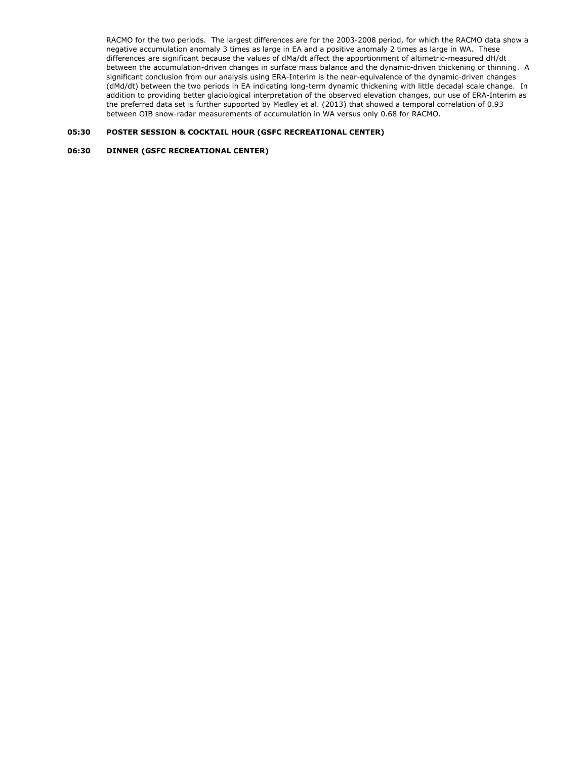RACMO for the two periods. The largest differences are for the 2003-2008 period, for which the RACMO data show a negative accumulation anomaly 3 times as large in EA and a positive anomaly 2 times as large in WA. These differences are significant because the values of dMa/dt affect the apportionment of altimetric-measured dH/dt between the accumulation-driven changes in surface mass balance and the dynamic-driven thickening or thinning. A significant conclusion from our analysis using ERA-Interim is the near-equivalence of the dynamic-driven changes (dMd/dt) between the two periods in EA indicating long-term dynamic thickening with little decadal scale change. In addition to providing better glaciological interpretation of the observed elevation changes, our use of ERA-Interim as the preferred data set is further supported by Medley et al. (2013) that showed a temporal correlation of 0.93 between OIB snow-radar measurements of accumulation in WA versus only 0.68 for RACMO.

**05:30 POSTER SESSION & COCKTAIL HOUR (GSFC RECREATIONAL CENTER)**

**06:30 DINNER (GSFC RECREATIONAL CENTER)**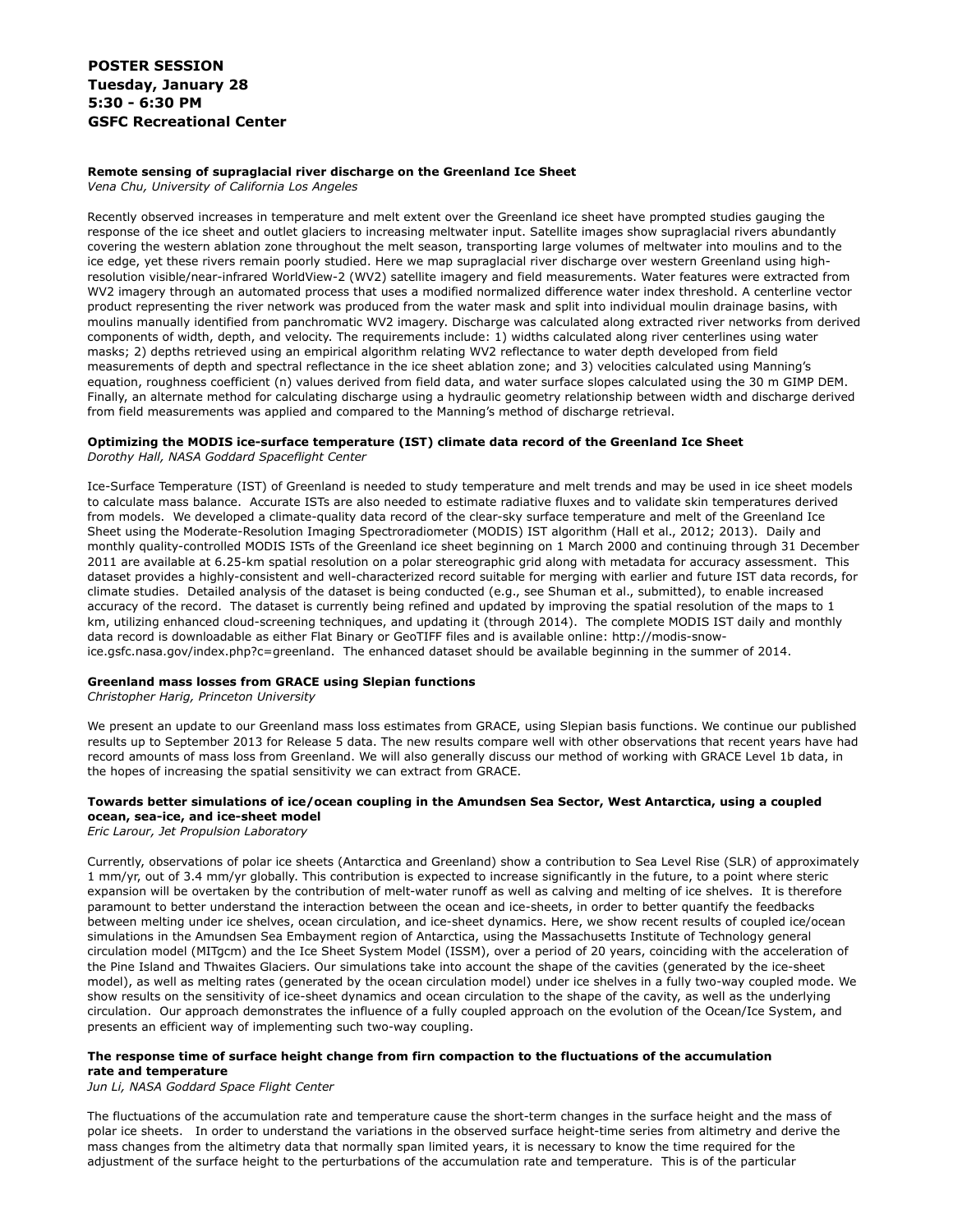**POSTER SESSION**
**Tuesday, January 28**
**5:30 - 6:30 PM**
**GSFC Recreational Center**

**Remote sensing of supraglacial river discharge on the Greenland Ice Sheet**
*Vena Chu, University of California Los Angeles*

Recently observed increases in temperature and melt extent over the Greenland ice sheet have prompted studies gauging the response of the ice sheet and outlet glaciers to increasing meltwater input. Satellite images show supraglacial rivers abundantly covering the western ablation zone throughout the melt season, transporting large volumes of meltwater into moulins and to the ice edge, yet these rivers remain poorly studied. Here we map supraglacial river discharge over western Greenland using high-resolution visible/near-infrared WorldView-2 (WV2) satellite imagery and field measurements. Water features were extracted from WV2 imagery through an automated process that uses a modified normalized difference water index threshold. A centerline vector product representing the river network was produced from the water mask and split into individual moulin drainage basins, with moulins manually identified from panchromatic WV2 imagery. Discharge was calculated along extracted river networks from derived components of width, depth, and velocity. The requirements include: 1) widths calculated along river centerlines using water masks; 2) depths retrieved using an empirical algorithm relating WV2 reflectance to water depth developed from field measurements of depth and spectral reflectance in the ice sheet ablation zone; and 3) velocities calculated using Manning's equation, roughness coefficient (n) values derived from field data, and water surface slopes calculated using the 30 m GIMP DEM. Finally, an alternate method for calculating discharge using a hydraulic geometry relationship between width and discharge derived from field measurements was applied and compared to the Manning's method of discharge retrieval.

**Optimizing the MODIS ice-surface temperature (IST) climate data record of the Greenland Ice Sheet**
*Dorothy Hall, NASA Goddard Spaceflight Center*

Ice-Surface Temperature (IST) of Greenland is needed to study temperature and melt trends and may be used in ice sheet models to calculate mass balance. Accurate ISTs are also needed to estimate radiative fluxes and to validate skin temperatures derived from models. We developed a climate-quality data record of the clear-sky surface temperature and melt of the Greenland Ice Sheet using the Moderate-Resolution Imaging Spectroradiometer (MODIS) IST algorithm (Hall et al., 2012; 2013). Daily and monthly quality-controlled MODIS ISTs of the Greenland ice sheet beginning on 1 March 2000 and continuing through 31 December 2011 are available at 6.25-km spatial resolution on a polar stereographic grid along with metadata for accuracy assessment. This dataset provides a highly-consistent and well-characterized record suitable for merging with earlier and future IST data records, for climate studies. Detailed analysis of the dataset is being conducted (e.g., see Shuman et al., submitted), to enable increased accuracy of the record. The dataset is currently being refined and updated by improving the spatial resolution of the maps to 1 km, utilizing enhanced cloud-screening techniques, and updating it (through 2014). The complete MODIS IST daily and monthly data record is downloadable as either Flat Binary or GeoTIFF files and is available online: http://modis-snow-ice.gsfc.nasa.gov/index.php?c=greenland. The enhanced dataset should be available beginning in the summer of 2014.

**Greenland mass losses from GRACE using Slepian functions**
*Christopher Harig, Princeton University*

We present an update to our Greenland mass loss estimates from GRACE, using Slepian basis functions. We continue our published results up to September 2013 for Release 5 data. The new results compare well with other observations that recent years have had record amounts of mass loss from Greenland. We will also generally discuss our method of working with GRACE Level 1b data, in the hopes of increasing the spatial sensitivity we can extract from GRACE.

**Towards better simulations of ice/ocean coupling in the Amundsen Sea Sector, West Antarctica, using a coupled ocean, sea-ice, and ice-sheet model**
*Eric Larour, Jet Propulsion Laboratory*

Currently, observations of polar ice sheets (Antarctica and Greenland) show a contribution to Sea Level Rise (SLR) of approximately 1 mm/yr, out of 3.4 mm/yr globally. This contribution is expected to increase significantly in the future, to a point where steric expansion will be overtaken by the contribution of melt-water runoff as well as calving and melting of ice shelves. It is therefore paramount to better understand the interaction between the ocean and ice-sheets, in order to better quantify the feedbacks between melting under ice shelves, ocean circulation, and ice-sheet dynamics. Here, we show recent results of coupled ice/ocean simulations in the Amundsen Sea Embayment region of Antarctica, using the Massachusetts Institute of Technology general circulation model (MITgcm) and the Ice Sheet System Model (ISSM), over a period of 20 years, coinciding with the acceleration of the Pine Island and Thwaites Glaciers. Our simulations take into account the shape of the cavities (generated by the ice-sheet model), as well as melting rates (generated by the ocean circulation model) under ice shelves in a fully two-way coupled mode. We show results on the sensitivity of ice-sheet dynamics and ocean circulation to the shape of the cavity, as well as the underlying circulation. Our approach demonstrates the influence of a fully coupled approach on the evolution of the Ocean/Ice System, and presents an efficient way of implementing such two-way coupling.

**The response time of surface height change from firn compaction to the fluctuations of the accumulation rate and temperature**
*Jun Li, NASA Goddard Space Flight Center*

The fluctuations of the accumulation rate and temperature cause the short-term changes in the surface height and the mass of polar ice sheets. In order to understand the variations in the observed surface height-time series from altimetry and derive the mass changes from the altimetry data that normally span limited years, it is necessary to know the time required for the adjustment of the surface height to the perturbations of the accumulation rate and temperature. This is of the particular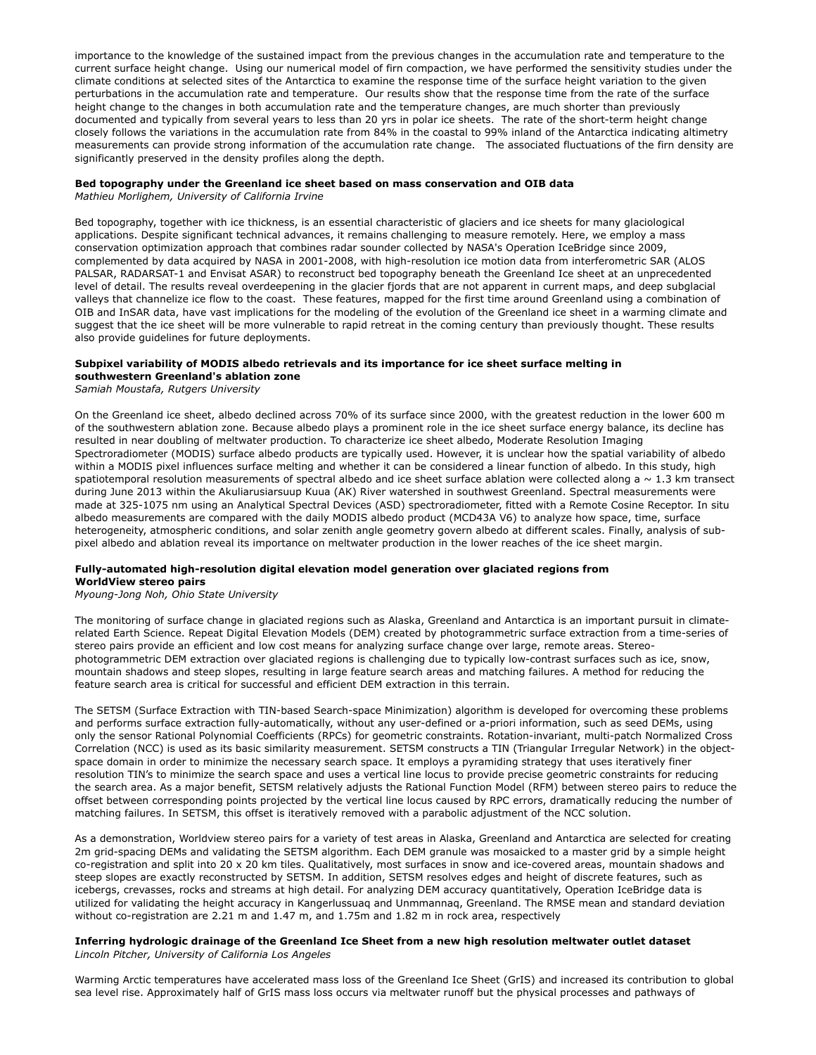importance to the knowledge of the sustained impact from the previous changes in the accumulation rate and temperature to the current surface height change. Using our numerical model of firn compaction, we have performed the sensitivity studies under the climate conditions at selected sites of the Antarctica to examine the response time of the surface height variation to the given perturbations in the accumulation rate and temperature. Our results show that the response time from the rate of the surface height change to the changes in both accumulation rate and the temperature changes, are much shorter than previously documented and typically from several years to less than 20 yrs in polar ice sheets. The rate of the short-term height change closely follows the variations in the accumulation rate from 84% in the coastal to 99% inland of the Antarctica indicating altimetry measurements can provide strong information of the accumulation rate change. The associated fluctuations of the firn density are significantly preserved in the density profiles along the depth.

**Bed topography under the Greenland ice sheet based on mass conservation and OIB data**
*Mathieu Morlighem, University of California Irvine*

Bed topography, together with ice thickness, is an essential characteristic of glaciers and ice sheets for many glaciological applications. Despite significant technical advances, it remains challenging to measure remotely. Here, we employ a mass conservation optimization approach that combines radar sounder collected by NASA's Operation IceBridge since 2009, complemented by data acquired by NASA in 2001-2008, with high-resolution ice motion data from interferometric SAR (ALOS PALSAR, RADARSAT-1 and Envisat ASAR) to reconstruct bed topography beneath the Greenland Ice sheet at an unprecedented level of detail. The results reveal overdeepening in the glacier fjords that are not apparent in current maps, and deep subglacial valleys that channelize ice flow to the coast. These features, mapped for the first time around Greenland using a combination of OIB and InSAR data, have vast implications for the modeling of the evolution of the Greenland ice sheet in a warming climate and suggest that the ice sheet will be more vulnerable to rapid retreat in the coming century than previously thought. These results also provide guidelines for future deployments.

**Subpixel variability of MODIS albedo retrievals and its importance for ice sheet surface melting in southwestern Greenland's ablation zone**
*Samiah Moustafa, Rutgers University*

On the Greenland ice sheet, albedo declined across 70% of its surface since 2000, with the greatest reduction in the lower 600 m of the southwestern ablation zone. Because albedo plays a prominent role in the ice sheet surface energy balance, its decline has resulted in near doubling of meltwater production. To characterize ice sheet albedo, Moderate Resolution Imaging Spectroradiometer (MODIS) surface albedo products are typically used. However, it is unclear how the spatial variability of albedo within a MODIS pixel influences surface melting and whether it can be considered a linear function of albedo. In this study, high spatiotemporal resolution measurements of spectral albedo and ice sheet surface ablation were collected along a ~ 1.3 km transect during June 2013 within the Akuliarusiarsuup Kuua (AK) River watershed in southwest Greenland. Spectral measurements were made at 325-1075 nm using an Analytical Spectral Devices (ASD) spectroradiometer, fitted with a Remote Cosine Receptor. In situ albedo measurements are compared with the daily MODIS albedo product (MCD43A V6) to analyze how space, time, surface heterogeneity, atmospheric conditions, and solar zenith angle geometry govern albedo at different scales. Finally, analysis of sub-pixel albedo and ablation reveal its importance on meltwater production in the lower reaches of the ice sheet margin.

**Fully-automated high-resolution digital elevation model generation over glaciated regions from WorldView stereo pairs**
*Myoung-Jong Noh, Ohio State University*

The monitoring of surface change in glaciated regions such as Alaska, Greenland and Antarctica is an important pursuit in climate-related Earth Science. Repeat Digital Elevation Models (DEM) created by photogrammetric surface extraction from a time-series of stereo pairs provide an efficient and low cost means for analyzing surface change over large, remote areas. Stereo-photogrammetric DEM extraction over glaciated regions is challenging due to typically low-contrast surfaces such as ice, snow, mountain shadows and steep slopes, resulting in large feature search areas and matching failures. A method for reducing the feature search area is critical for successful and efficient DEM extraction in this terrain.

The SETSM (Surface Extraction with TIN-based Search-space Minimization) algorithm is developed for overcoming these problems and performs surface extraction fully-automatically, without any user-defined or a-priori information, such as seed DEMs, using only the sensor Rational Polynomial Coefficients (RPCs) for geometric constraints. Rotation-invariant, multi-patch Normalized Cross Correlation (NCC) is used as its basic similarity measurement. SETSM constructs a TIN (Triangular Irregular Network) in the object-space domain in order to minimize the necessary search space. It employs a pyramiding strategy that uses iteratively finer resolution TIN's to minimize the search space and uses a vertical line locus to provide precise geometric constraints for reducing the search area. As a major benefit, SETSM relatively adjusts the Rational Function Model (RFM) between stereo pairs to reduce the offset between corresponding points projected by the vertical line locus caused by RPC errors, dramatically reducing the number of matching failures. In SETSM, this offset is iteratively removed with a parabolic adjustment of the NCC solution.

As a demonstration, Worldview stereo pairs for a variety of test areas in Alaska, Greenland and Antarctica are selected for creating 2m grid-spacing DEMs and validating the SETSM algorithm. Each DEM granule was mosaicked to a master grid by a simple height co-registration and split into 20 x 20 km tiles. Qualitatively, most surfaces in snow and ice-covered areas, mountain shadows and steep slopes are exactly reconstructed by SETSM. In addition, SETSM resolves edges and height of discrete features, such as icebergs, crevasses, rocks and streams at high detail. For analyzing DEM accuracy quantitatively, Operation IceBridge data is utilized for validating the height accuracy in Kangerlussuaq and Unmmannaq, Greenland. The RMSE mean and standard deviation without co-registration are 2.21 m and 1.47 m, and 1.75m and 1.82 m in rock area, respectively

**Inferring hydrologic drainage of the Greenland Ice Sheet from a new high resolution meltwater outlet dataset**
*Lincoln Pitcher, University of California Los Angeles*

Warming Arctic temperatures have accelerated mass loss of the Greenland Ice Sheet (GrIS) and increased its contribution to global sea level rise. Approximately half of GrIS mass loss occurs via meltwater runoff but the physical processes and pathways of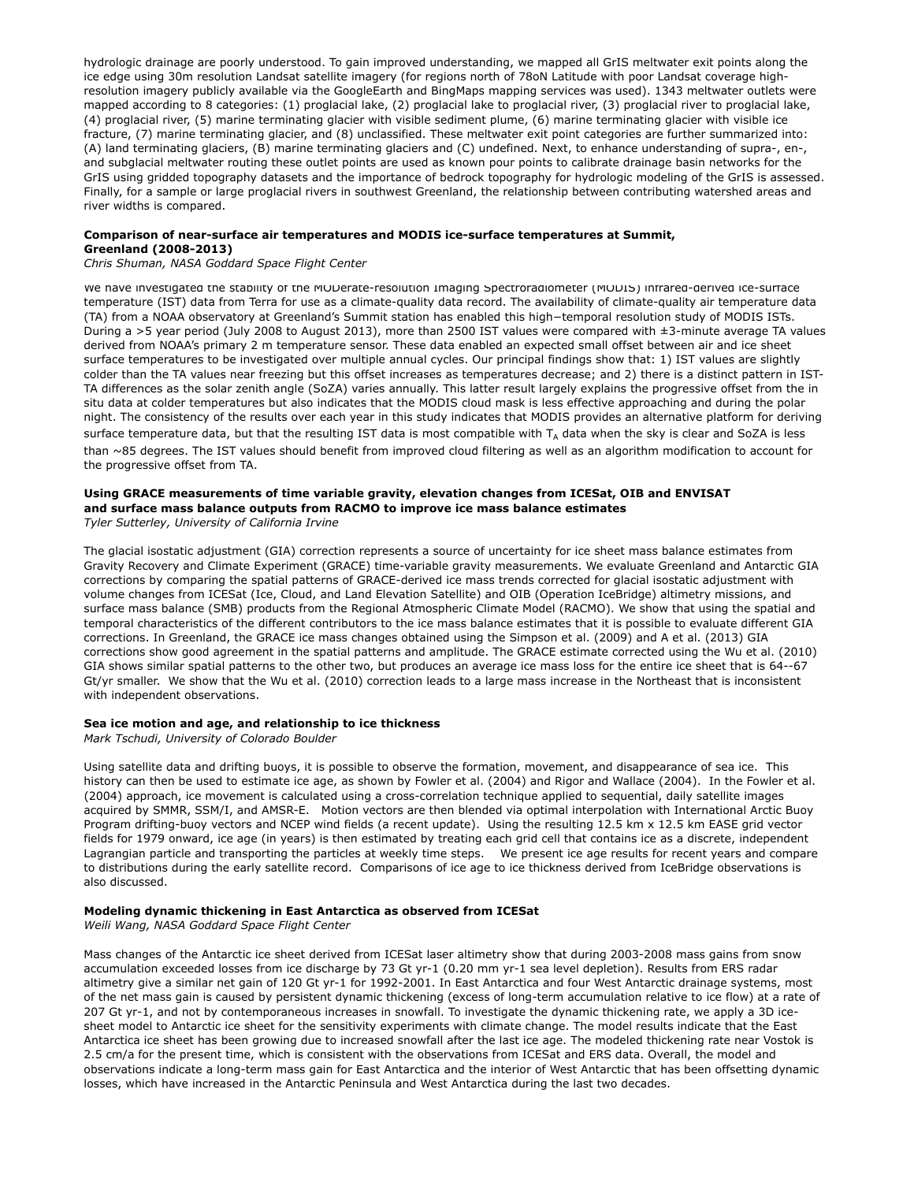hydrologic drainage are poorly understood. To gain improved understanding, we mapped all GrIS meltwater exit points along the ice edge using 30m resolution Landsat satellite imagery (for regions north of 78oN Latitude with poor Landsat coverage high-resolution imagery publicly available via the GoogleEarth and BingMaps mapping services was used). 1343 meltwater outlets were mapped according to 8 categories: (1) proglacial lake, (2) proglacial lake to proglacial river, (3) proglacial river to proglacial lake, (4) proglacial river, (5) marine terminating glacier with visible sediment plume, (6) marine terminating glacier with visible ice fracture, (7) marine terminating glacier, and (8) unclassified. These meltwater exit point categories are further summarized into: (A) land terminating glaciers, (B) marine terminating glaciers and (C) undefined. Next, to enhance understanding of supra-, en-, and subglacial meltwater routing these outlet points are used as known pour points to calibrate drainage basin networks for the GrIS using gridded topography datasets and the importance of bedrock topography for hydrologic modeling of the GrIS is assessed. Finally, for a sample or large proglacial rivers in southwest Greenland, the relationship between contributing watershed areas and river widths is compared.

**Comparison of near-surface air temperatures and MODIS ice-surface temperatures at Summit, Greenland (2008-2013)**
*Chris Shuman, NASA Goddard Space Flight Center*

We have investigated the stability of the MODerate-resolution Imaging Spectroradiometer (MODIS) infrared-derived ice-surface temperature (IST) data from Terra for use as a climate-quality data record. The availability of climate-quality air temperature data (TA) from a NOAA observatory at Greenland's Summit station has enabled this high−temporal resolution study of MODIS ISTs. During a >5 year period (July 2008 to August 2013), more than 2500 IST values were compared with ±3-minute average TA values derived from NOAA's primary 2 m temperature sensor. These data enabled an expected small offset between air and ice sheet surface temperatures to be investigated over multiple annual cycles. Our principal findings show that: 1) IST values are slightly colder than the TA values near freezing but this offset increases as temperatures decrease; and 2) there is a distinct pattern in IST-TA differences as the solar zenith angle (SoZA) varies annually. This latter result largely explains the progressive offset from the in situ data at colder temperatures but also indicates that the MODIS cloud mask is less effective approaching and during the polar night. The consistency of the results over each year in this study indicates that MODIS provides an alternative platform for deriving surface temperature data, but that the resulting IST data is most compatible with $T_A$ data when the sky is clear and SoZA is less than ~85 degrees. The IST values should benefit from improved cloud filtering as well as an algorithm modification to account for the progressive offset from TA.

**Using GRACE measurements of time variable gravity, elevation changes from ICESat, OIB and ENVISAT and surface mass balance outputs from RACMO to improve ice mass balance estimates**
*Tyler Sutterley, University of California Irvine*

The glacial isostatic adjustment (GIA) correction represents a source of uncertainty for ice sheet mass balance estimates from Gravity Recovery and Climate Experiment (GRACE) time-variable gravity measurements. We evaluate Greenland and Antarctic GIA corrections by comparing the spatial patterns of GRACE-derived ice mass trends corrected for glacial isostatic adjustment with volume changes from ICESat (Ice, Cloud, and Land Elevation Satellite) and OIB (Operation IceBridge) altimetry missions, and surface mass balance (SMB) products from the Regional Atmospheric Climate Model (RACMO). We show that using the spatial and temporal characteristics of the different contributors to the ice mass balance estimates that it is possible to evaluate different GIA corrections. In Greenland, the GRACE ice mass changes obtained using the Simpson et al. (2009) and A et al. (2013) GIA corrections show good agreement in the spatial patterns and amplitude. The GRACE estimate corrected using the Wu et al. (2010) GIA shows similar spatial patterns to the other two, but produces an average ice mass loss for the entire ice sheet that is 64--67 Gt/yr smaller. We show that the Wu et al. (2010) correction leads to a large mass increase in the Northeast that is inconsistent with independent observations.

**Sea ice motion and age, and relationship to ice thickness**
*Mark Tschudi, University of Colorado Boulder*

Using satellite data and drifting buoys, it is possible to observe the formation, movement, and disappearance of sea ice. This history can then be used to estimate ice age, as shown by Fowler et al. (2004) and Rigor and Wallace (2004). In the Fowler et al. (2004) approach, ice movement is calculated using a cross-correlation technique applied to sequential, daily satellite images acquired by SMMR, SSM/I, and AMSR-E. Motion vectors are then blended via optimal interpolation with International Arctic Buoy Program drifting-buoy vectors and NCEP wind fields (a recent update). Using the resulting 12.5 km x 12.5 km EASE grid vector fields for 1979 onward, ice age (in years) is then estimated by treating each grid cell that contains ice as a discrete, independent Lagrangian particle and transporting the particles at weekly time steps. We present ice age results for recent years and compare to distributions during the early satellite record. Comparisons of ice age to ice thickness derived from IceBridge observations is also discussed.

**Modeling dynamic thickening in East Antarctica as observed from ICESat**
*Weili Wang, NASA Goddard Space Flight Center*

Mass changes of the Antarctic ice sheet derived from ICESat laser altimetry show that during 2003-2008 mass gains from snow accumulation exceeded losses from ice discharge by 73 Gt yr-1 (0.20 mm yr-1 sea level depletion). Results from ERS radar altimetry give a similar net gain of 120 Gt yr-1 for 1992-2001. In East Antarctica and four West Antarctic drainage systems, most of the net mass gain is caused by persistent dynamic thickening (excess of long-term accumulation relative to ice flow) at a rate of 207 Gt yr-1, and not by contemporaneous increases in snowfall. To investigate the dynamic thickening rate, we apply a 3D ice-sheet model to Antarctic ice sheet for the sensitivity experiments with climate change. The model results indicate that the East Antarctica ice sheet has been growing due to increased snowfall after the last ice age. The modeled thickening rate near Vostok is 2.5 cm/a for the present time, which is consistent with the observations from ICESat and ERS data. Overall, the model and observations indicate a long-term mass gain for East Antarctica and the interior of West Antarctic that has been offsetting dynamic losses, which have increased in the Antarctic Peninsula and West Antarctica during the last two decades.